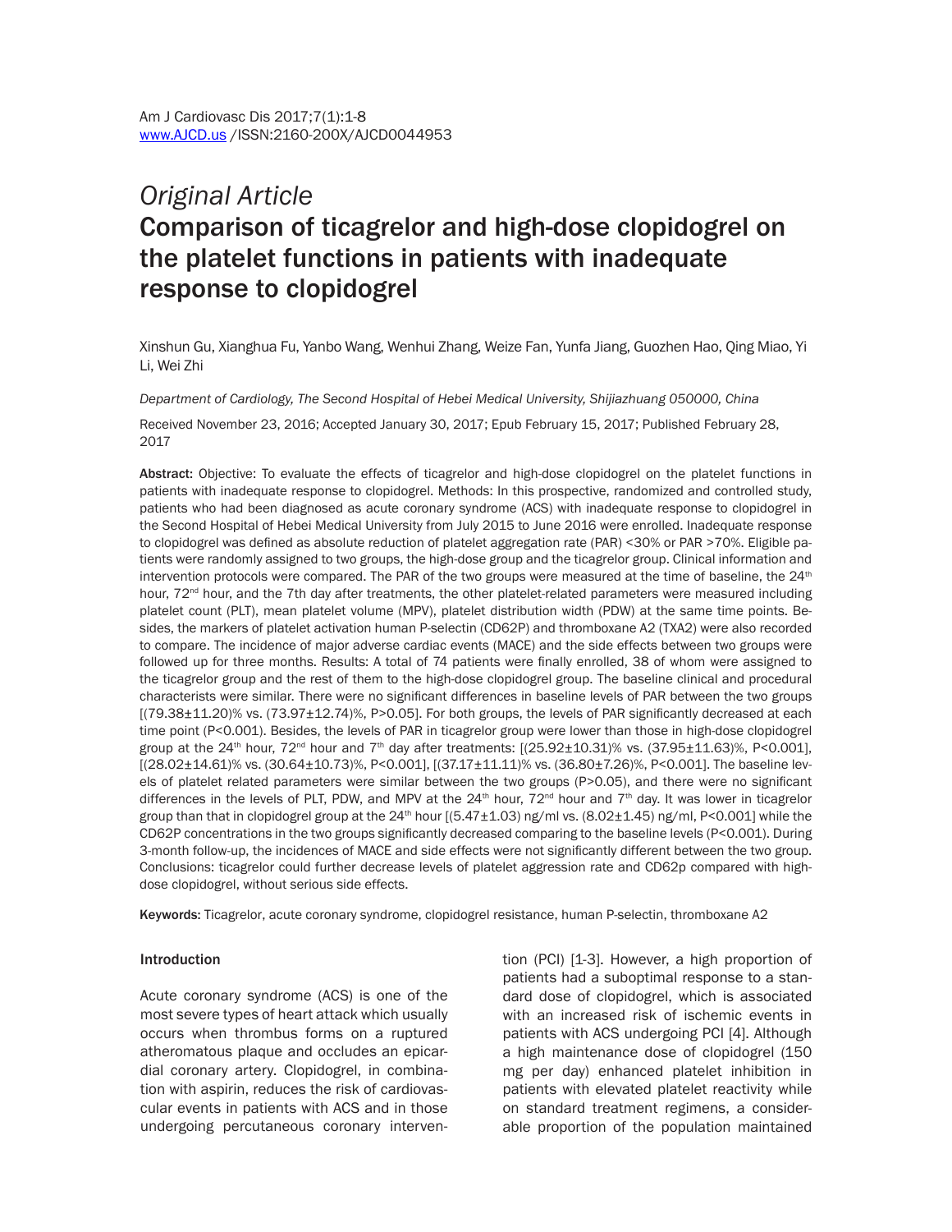*Original Article*

# Comparison of ticagrelor and high-dose clopidogrel on the platelet functions in patients with inadequate response to clopidogrel

Xinshun Gu, Xianghua Fu, Yanbo Wang, Wenhui Zhang, Weize Fan, Yunfa Jiang, Guozhen Hao, Qing Miao, Yi Li, Wei Zhi

*Department of Cardiology, The Second Hospital of Hebei Medical University, Shijiazhuang 050000, China*

Received November 23, 2016; Accepted January 30, 2017; Epub February 15, 2017; Published February 28, 2017

**Abstract:** Objective: To evaluate the effects of ticagrelor and high-dose clopidogrel on the platelet functions in patients with inadequate response to clopidogrel. Methods: In this prospective, randomized and controlled study, patients who had been diagnosed as acute coronary syndrome (ACS) with inadequate response to clopidogrel in the Second Hospital of Hebei Medical University from July 2015 to June 2016 were enrolled. Inadequate response to clopidogrel was defined as absolute reduction of platelet aggregation rate (PAR) <30% or PAR >70%. Eligible patients were randomly assigned to two groups, the high-dose group and the ticagrelor group. Clinical information and intervention protocols were compared. The PAR of the two groups were measured at the time of baseline, the 24$^{th}$ hour, 72$^{nd}$ hour, and the 7th day after treatments, the other platelet-related parameters were measured including platelet count (PLT), mean platelet volume (MPV), platelet distribution width (PDW) at the same time points. Besides, the markers of platelet activation human P-selectin (CD62P) and thromboxane A2 (TXA2) were also recorded to compare. The incidence of major adverse cardiac events (MACE) and the side effects between two groups were followed up for three months. Results: A total of 74 patients were finally enrolled, 38 of whom were assigned to the ticagrelor group and the rest of them to the high-dose clopidogrel group. The baseline clinical and procedural characteristics were similar. There were no significant differences in baseline levels of PAR between the two groups [(79.38±11.20)% vs. (73.97±12.74)%, P>0.05]. For both groups, the levels of PAR significantly decreased at each time point (P<0.001). Besides, the levels of PAR in ticagrelor group were lower than those in high-dose clopidogrel group at the 24$^{th}$ hour, 72$^{nd}$ hour and 7$^{th}$ day after treatments: [(25.92±10.31)% vs. (37.95±11.63)%, P<0.001], [(28.02±14.61)% vs. (30.64±10.73)%, P<0.001], [(37.17±11.11)% vs. (36.80±7.26)%, P<0.001]. The baseline levels of platelet related parameters were similar between the two groups (P>0.05), and there were no significant differences in the levels of PLT, PDW, and MPV at the 24$^{th}$ hour, 72$^{nd}$ hour and 7$^{th}$ day. It was lower in ticagrelor group than that in clopidogrel group at the 24$^{th}$ hour [(5.47±1.03) ng/ml vs. (8.02±1.45) ng/ml, P<0.001] while the CD62P concentrations in the two groups significantly decreased comparing to the baseline levels (P<0.001). During 3-month follow-up, the incidences of MACE and side effects were not significantly different between the two group. Conclusions: ticagrelor could further decrease levels of platelet aggression rate and CD62p compared with high-dose clopidogrel, without serious side effects.

**Keywords:** Ticagrelor, acute coronary syndrome, clopidogrel resistance, human P-selectin, thromboxane A2

## Introduction

Acute coronary syndrome (ACS) is one of the most severe types of heart attack which usually occurs when thrombus forms on a ruptured atheromatous plaque and occludes an epicardial coronary artery. Clopidogrel, in combination with aspirin, reduces the risk of cardiovascular events in patients with ACS and in those undergoing percutaneous coronary intervention (PCI) [1-3]. However, a high proportion of patients had a suboptimal response to a standard dose of clopidogrel, which is associated with an increased risk of ischemic events in patients with ACS undergoing PCI [4]. Although a high maintenance dose of clopidogrel (150 mg per day) enhanced platelet inhibition in patients with elevated platelet reactivity while on standard treatment regimens, a considerable proportion of the population maintained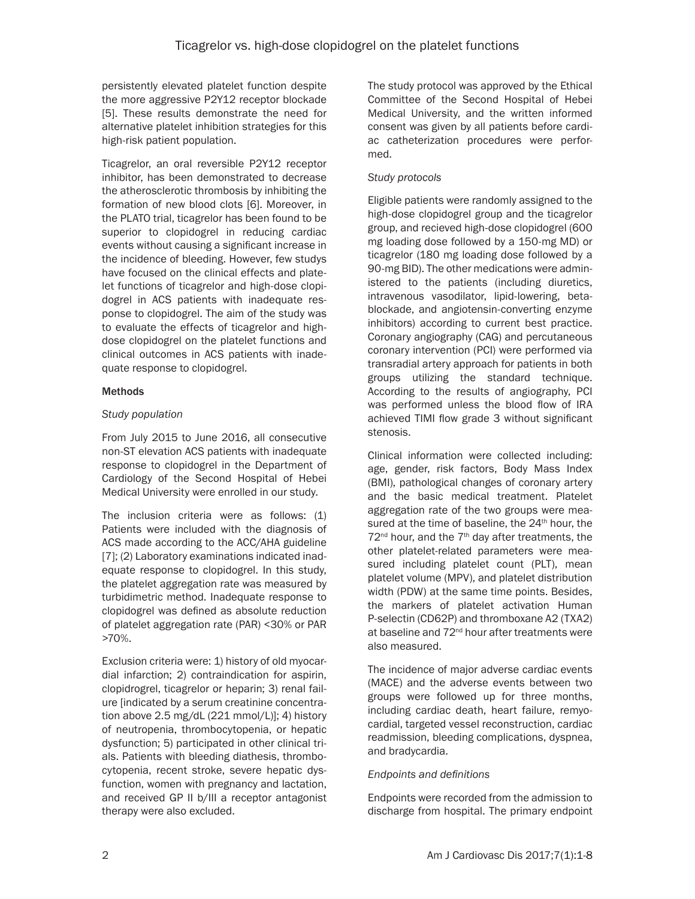persistently elevated platelet function despite the more aggressive P2Y12 receptor blockade [5]. These results demonstrate the need for alternative platelet inhibition strategies for this high-risk patient population.

Ticagrelor, an oral reversible P2Y12 receptor inhibitor, has been demonstrated to decrease the atherosclerotic thrombosis by inhibiting the formation of new blood clots [6]. Moreover, in the PLATO trial, ticagrelor has been found to be superior to clopidogrel in reducing cardiac events without causing a significant increase in the incidence of bleeding. However, few studys have focused on the clinical effects and platelet functions of ticagrelor and high-dose clopidogrel in ACS patients with inadequate response to clopidogrel. The aim of the study was to evaluate the effects of ticagrelor and high-dose clopidogrel on the platelet functions and clinical outcomes in ACS patients with inadequate response to clopidogrel.

## Methods

### *Study population*

From July 2015 to June 2016, all consecutive non-ST elevation ACS patients with inadequate response to clopidogrel in the Department of Cardiology of the Second Hospital of Hebei Medical University were enrolled in our study.

The inclusion criteria were as follows: (1) Patients were included with the diagnosis of ACS made according to the ACC/AHA guideline [7]; (2) Laboratory examinations indicated inadequate response to clopidogrel. In this study, the platelet aggregation rate was measured by turbidimetric method. Inadequate response to clopidogrel was defined as absolute reduction of platelet aggregation rate (PAR) <30% or PAR >70%.

Exclusion criteria were: 1) history of old myocardial infarction; 2) contraindication for aspirin, clopidrogrel, ticagrelor or heparin; 3) renal failure [indicated by a serum creatinine concentration above 2.5 mg/dL (221 mmol/L)]; 4) history of neutropenia, thrombocytopenia, or hepatic dysfunction; 5) participated in other clinical trials. Patients with bleeding diathesis, thrombocytopenia, recent stroke, severe hepatic dysfunction, women with pregnancy and lactation, and received GP II b/III a receptor antagonist therapy were also excluded.

The study protocol was approved by the Ethical Committee of the Second Hospital of Hebei Medical University, and the written informed consent was given by all patients before cardiac catheterization procedures were performed.

### *Study protocols*

Eligible patients were randomly assigned to the high-dose clopidogrel group and the ticagrelor group, and recieved high-dose clopidogrel (600 mg loading dose followed by a 150-mg MD) or ticagrelor (180 mg loading dose followed by a 90-mg BID). The other medications were administered to the patients (including diuretics, intravenous vasodilator, lipid-lowering, beta-blockade, and angiotensin-converting enzyme inhibitors) according to current best practice. Coronary angiography (CAG) and percutaneous coronary intervention (PCI) were performed via transradial artery approach for patients in both groups utilizing the standard technique. According to the results of angiography, PCI was performed unless the blood flow of IRA achieved TIMI flow grade 3 without significant stenosis.

Clinical information were collected including: age, gender, risk factors, Body Mass Index (BMI), pathological changes of coronary artery and the basic medical treatment. Platelet aggregation rate of the two groups were measured at the time of baseline, the $24^{th}$ hour, the $72^{nd}$ hour, and the $7^{th}$ day after treatments, the other platelet-related parameters were measured including platelet count (PLT), mean platelet volume (MPV), and platelet distribution width (PDW) at the same time points. Besides, the markers of platelet activation Human P-selectin (CD62P) and thromboxane A2 (TXA2) at baseline and $72^{nd}$ hour after treatments were also measured.

The incidence of major adverse cardiac events (MACE) and the adverse events between two groups were followed up for three months, including cardiac death, heart failure, remyocardial, targeted vessel reconstruction, cardiac readmission, bleeding complications, dyspnea, and bradycardia.

### *Endpoints and definitions*

Endpoints were recorded from the admission to discharge from hospital. The primary endpoint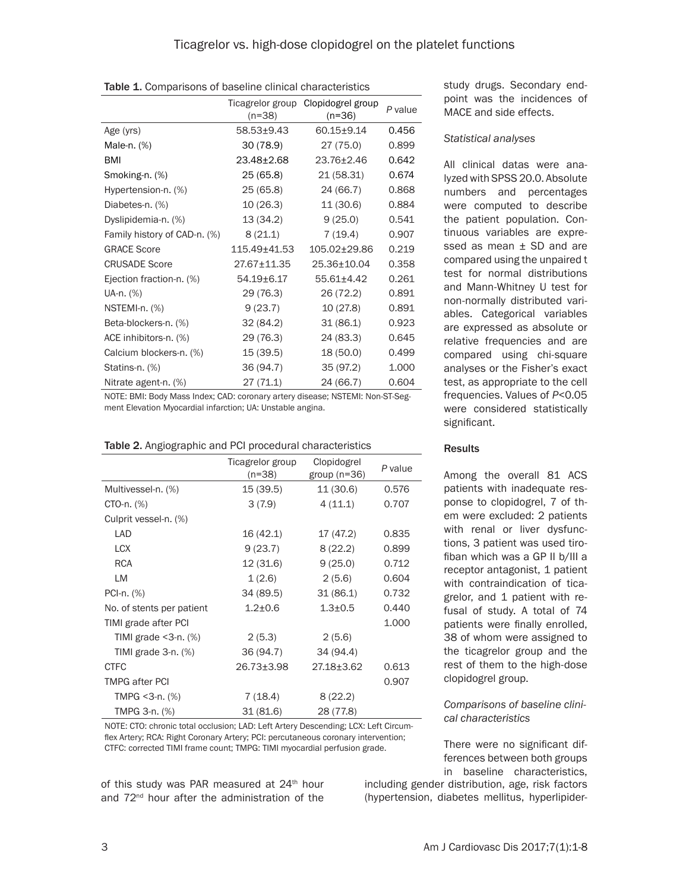**Table 1.** Comparisons of baseline clinical characteristics

| | Ticagrelor group (n=38) | Clopidogrel group (n=36) | *P* value |
|---|---|---|---|
| Age (yrs) | 58.53±9.43 | 60.15±9.14 | 0.456 |
| Male-n. (%) | 30 (78.9) | 27 (75.0) | 0.899 |
| BMI | 23.48±2.68 | 23.76±2.46 | 0.642 |
| Smoking-n. (%) | 25 (65.8) | 21 (58.31) | 0.674 |
| Hypertension-n. (%) | 25 (65.8) | 24 (66.7) | 0.868 |
| Diabetes-n. (%) | 10 (26.3) | 11 (30.6) | 0.884 |
| Dyslipidemia-n. (%) | 13 (34.2) | 9 (25.0) | 0.541 |
| Family history of CAD-n. (%) | 8 (21.1) | 7 (19.4) | 0.907 |
| GRACE Score | 115.49±41.53 | 105.02±29.86 | 0.219 |
| CRUSADE Score | 27.67±11.35 | 25.36±10.04 | 0.358 |
| Ejection fraction-n. (%) | 54.19±6.17 | 55.61±4.42 | 0.261 |
| UA-n. (%) | 29 (76.3) | 26 (72.2) | 0.891 |
| NSTEMI-n. (%) | 9 (23.7) | 10 (27.8) | 0.891 |
| Beta-blockers-n. (%) | 32 (84.2) | 31 (86.1) | 0.923 |
| ACE inhibitors-n. (%) | 29 (76.3) | 24 (83.3) | 0.645 |
| Calcium blockers-n. (%) | 15 (39.5) | 18 (50.0) | 0.499 |
| Statins-n. (%) | 36 (94.7) | 35 (97.2) | 1.000 |
| Nitrate agent-n. (%) | 27 (71.1) | 24 (66.7) | 0.604 |

NOTE: BMI: Body Mass Index; CAD: coronary artery disease; NSTEMI: Non-ST-Segment Elevation Myocardial infarction; UA: Unstable angina.

**Table 2.** Angiographic and PCI procedural characteristics

| | Ticagrelor group (n=38) | Clopidogrel group (n=36) | *P* value |
|---|---|---|---|
| Multivessel-n. (%) | 15 (39.5) | 11 (30.6) | 0.576 |
| CTO-n. (%) | 3 (7.9) | 4 (11.1) | 0.707 |
| Culprit vessel-n. (%) | | | |
| LAD | 16 (42.1) | 17 (47.2) | 0.835 |
| LCX | 9 (23.7) | 8 (22.2) | 0.899 |
| RCA | 12 (31.6) | 9 (25.0) | 0.712 |
| LM | 1 (2.6) | 2 (5.6) | 0.604 |
| PCI-n. (%) | 34 (89.5) | 31 (86.1) | 0.732 |
| No. of stents per patient | 1.2±0.6 | 1.3±0.5 | 0.440 |
| TIMI grade after PCI | | | 1.000 |
| TIMI grade <3-n. (%) | 2 (5.3) | 2 (5.6) | |
| TIMI grade 3-n. (%) | 36 (94.7) | 34 (94.4) | |
| CTFC | 26.73±3.98 | 27.18±3.62 | 0.613 |
| TMPG after PCI | | | 0.907 |
| TMPG <3-n. (%) | 7 (18.4) | 8 (22.2) | |
| TMPG 3-n. (%) | 31 (81.6) | 28 (77.8) | |

NOTE: CTO: chronic total occlusion; LAD: Left Artery Descending; LCX: Left Circumflex Artery; RCA: Right Coronary Artery; PCI: percutaneous coronary intervention; CTFC: corrected TIMI frame count; TMPG: TIMI myocardial perfusion grade.

of this study was PAR measured at 24th hour and 72nd hour after the administration of the study drugs. Secondary endpoint was the incidences of MACE and side effects.

*Statistical analyses*

All clinical datas were analyzed with SPSS 20.0. Absolute numbers and percentages were computed to describe the patient population. Continuous variables are expressed as mean ± SD and are compared using the unpaired t test for normal distributions and Mann-Whitney U test for non-normally distributed variables. Categorical variables are expressed as absolute or relative frequencies and are compared using chi-square analyses or the Fisher's exact test, as appropriate to the cell frequencies. Values of $P<0.05$ were considered statistically significant.

## Results

Among the overall 81 ACS patients with inadequate response to clopidogrel, 7 of them were excluded: 2 patients with renal or liver dysfunctions, 3 patient was used tirofiban which was a GP II b/III a receptor antagonist, 1 patient with contraindication of ticagrelor, and 1 patient with refusal of study. A total of 74 patients were finally enrolled, 38 of whom were assigned to the ticagrelor group and the rest of them to the high-dose clopidogrel group.

*Comparisons of baseline clinical characteristics*

There were no significant differences between both groups in baseline characteristics, including gender distribution, age, risk factors (hypertension, diabetes mellitus, hyperlipider-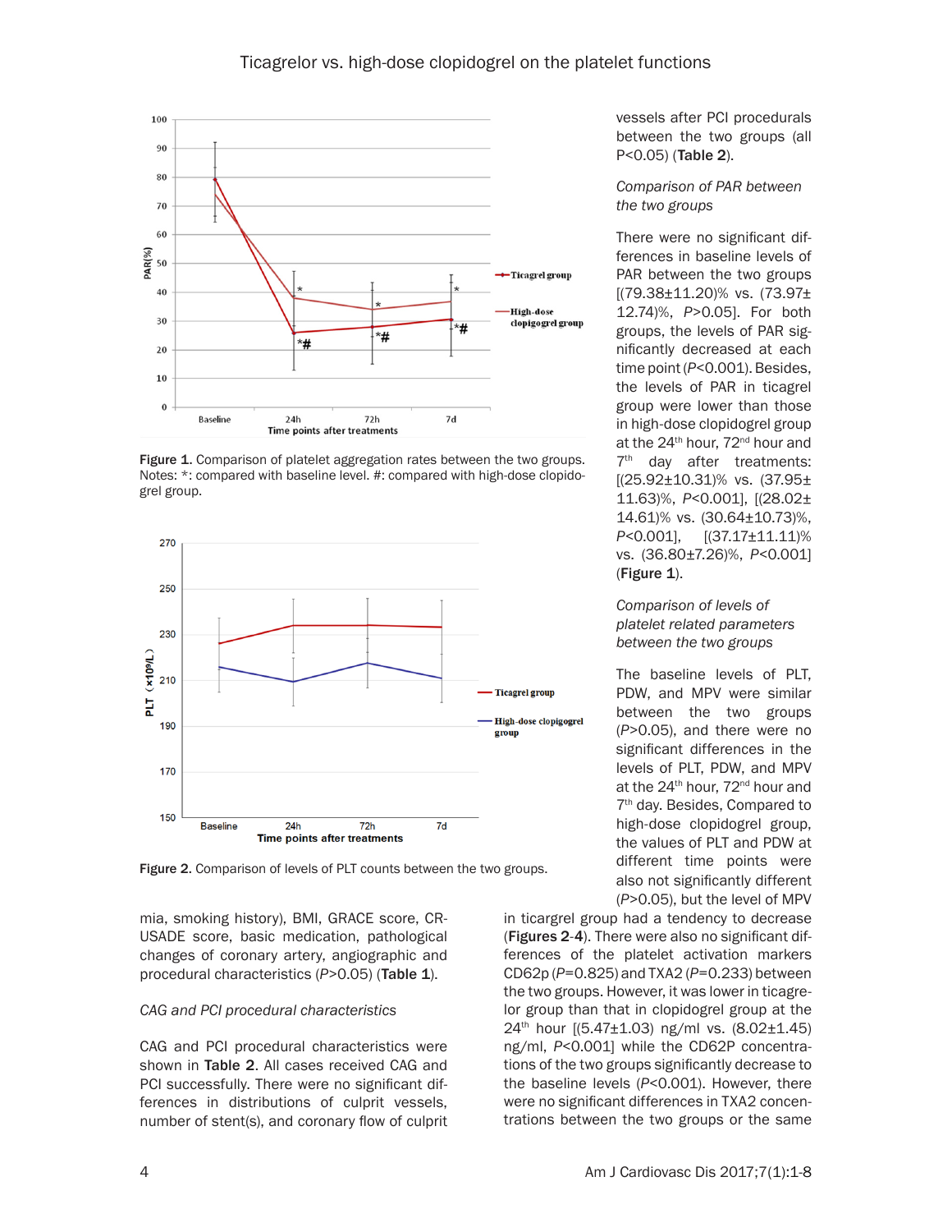Figure 1. Comparison of platelet aggregation rates between the two groups. Notes: *: compared with baseline level. #: compared with high-dose clopidogrel group.

Figure 2. Comparison of levels of PLT counts between the two groups.

vessels after PCI procedurals between the two groups (all P<0.05) (**Table 2**).

*Comparison of PAR between the two groups*

There were no significant differences in baseline levels of PAR between the two groups [(79.38±11.20)% vs. (73.97±12.74)%, *P*>0.05]. For both groups, the levels of PAR significantly decreased at each time point (*P*<0.001). Besides, the levels of PAR in ticagrel group were lower than those in high-dose clopidogrel group at the 24th hour, 72nd hour and 7th day after treatments: [(25.92±10.31)% vs. (37.95±11.63)%, *P*<0.001], [(28.02±14.61)% vs. (30.64±10.73)%, *P*<0.001], [(37.17±11.11)% vs. (36.80±7.26)%, *P*<0.001] (**Figure 1**).

*Comparison of levels of platelet related parameters between the two groups*

The baseline levels of PLT, PDW, and MPV were similar between the two groups (*P*>0.05), and there were no significant differences in the levels of PLT, PDW, and MPV at the 24th hour, 72nd hour and 7th day. Besides, Compared to high-dose clopidogrel group, the values of PLT and PDW at different time points were also not significantly different (*P*>0.05), but the level of MPV in ticargrel group had a tendency to decrease (**Figures 2**-**4**). There were also no significant differences of the platelet activation markers CD62p (*P*=0.825) and TXA2 (*P*=0.233) between the two groups. However, it was lower in ticagrelor group than that in clopidogrel group at the 24th hour [(5.47±1.03) ng/ml vs. (8.02±1.45) ng/ml, *P*<0.001] while the CD62P concentrations of the two groups significantly decrease to the baseline levels (*P*<0.001). However, there were no significant differences in TXA2 concentrations between the two groups or the same

mia, smoking history), BMI, GRACE score, CRUSADE score, basic medication, pathological changes of coronary artery, angiographic and procedural characteristics (*P*>0.05) (**Table 1**).

*CAG and PCI procedural characteristics*

CAG and PCI procedural characteristics were shown in **Table 2**. All cases received CAG and PCI successfully. There were no significant differences in distributions of culprit vessels, number of stent(s), and coronary flow of culprit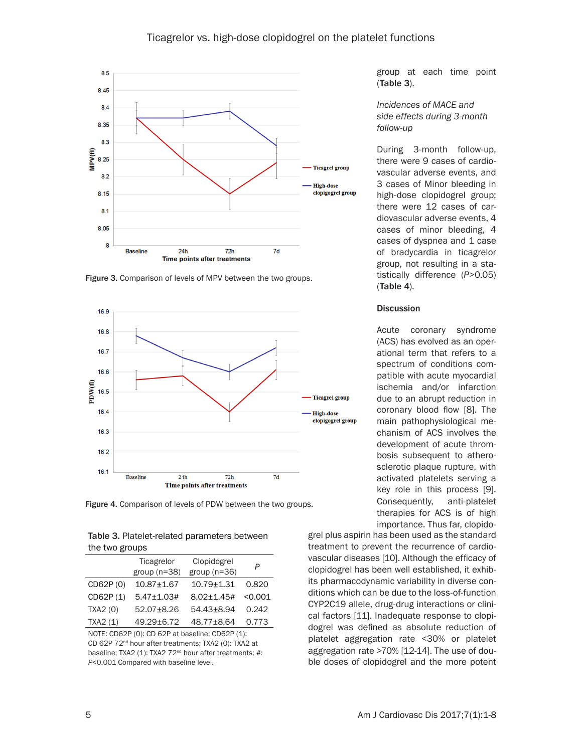Figure 3. Comparison of levels of MPV between the two groups.

Figure 4. Comparison of levels of PDW between the two groups.

Table 3. Platelet-related parameters between the two groups

| | Ticagrelor group (n=38) | Clopidogrel group (n=36) | *P* |
|---|---|---|---|
| CD62P (0) | 10.87±1.67 | 10.79±1.31 | 0.820 |
| CD62P (1) | 5.47±1.03# | 8.02±1.45# | <0.001 |
| TXA2 (0) | 52.07±8.26 | 54.43±8.94 | 0.242 |
| TXA2 (1) | 49.29±6.72 | 48.77±8.64 | 0.773 |

NOTE: CD62P (0): CD 62P at baseline; CD62P (1): CD 62P 72nd hour after treatments; TXA2 (0): TXA2 at baseline; TXA2 (1): TXA2 72nd hour after treatments; #: *P*<0.001 Compared with baseline level.

group at each time point (**Table 3**).

*Incidences of MACE and side effects during 3-month follow-up*

During 3-month follow-up, there were 9 cases of cardiovascular adverse events, and 3 cases of Minor bleeding in high-dose clopidogrel group; there were 12 cases of cardiovascular adverse events, 4 cases of minor bleeding, 4 cases of dyspnea and 1 case of bradycardia in ticagrelor group, not resulting in a statistically difference (*P*>0.05) (**Table 4**).

## Discussion

Acute coronary syndrome (ACS) has evolved as an operational term that refers to a spectrum of conditions compatible with acute myocardial ischemia and/or infarction due to an abrupt reduction in coronary blood flow [8]. The main pathophysiological mechanism of ACS involves the development of acute thrombosis subsequent to atherosclerotic plaque rupture, with activated platelets serving a key role in this process [9]. Consequently, anti-platelet therapies for ACS is of high importance. Thus far, clopidogrel plus aspirin has been used as the standard treatment to prevent the recurrence of cardiovascular diseases [10]. Although the efficacy of clopidogrel has been well established, it exhibits its pharmacodynamic variability in diverse conditions which can be due to the loss-of-function CYP2C19 allele, drug-drug interactions or clinical factors [11]. Inadequate response to clopidogrel was defined as absolute reduction of platelet aggregation rate <30% or platelet aggregation rate >70% [12-14]. The use of double doses of clopidogrel and the more potent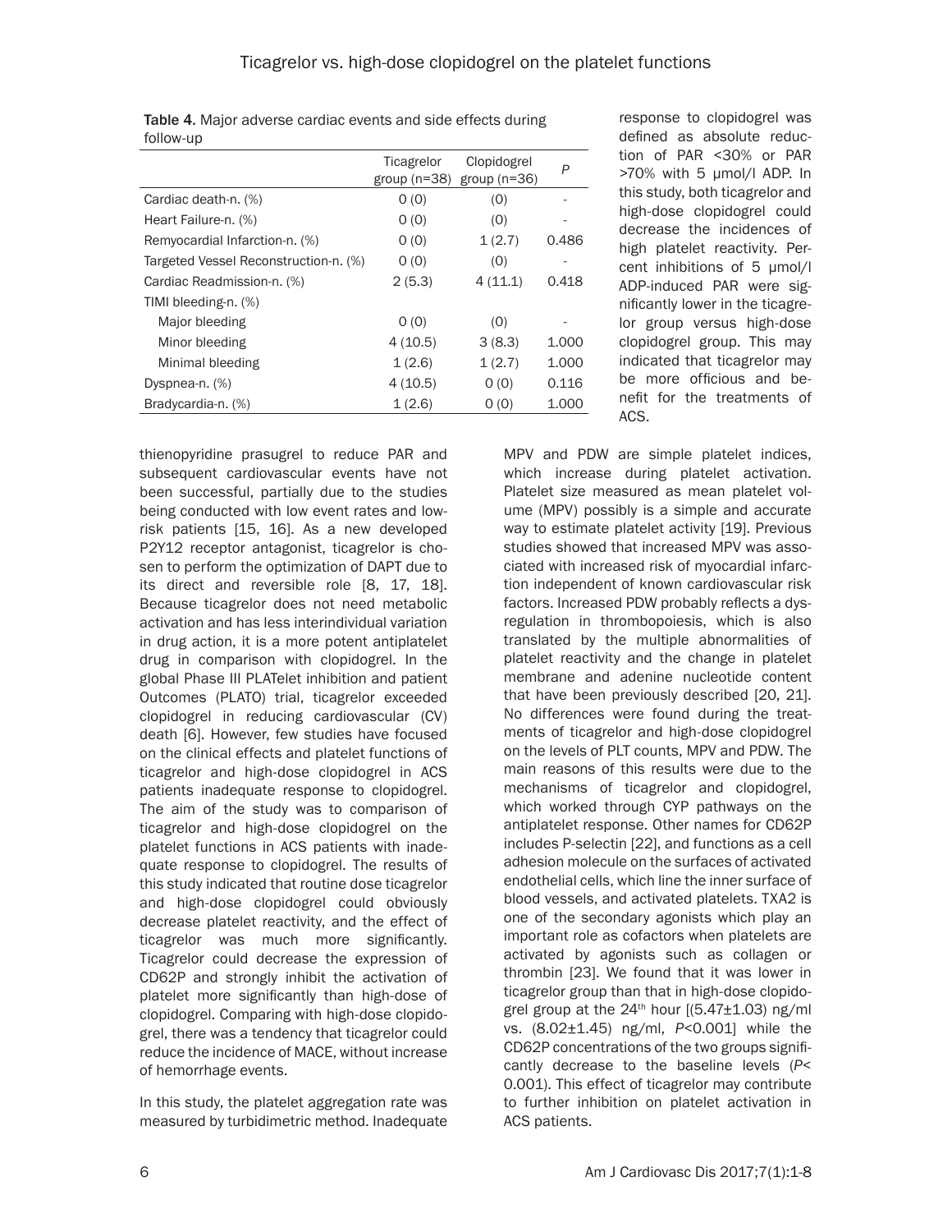**Table 4.** Major adverse cardiac events and side effects during follow-up

| | Ticagrelor group (n=38) | Clopidogrel group (n=36) | *P* |
|---|---|---|---|
| Cardiac death-n. (%) | 0 (0) | (0) | - |
| Heart Failure-n. (%) | 0 (0) | (0) | - |
| Remyocardial Infarction-n. (%) | 0 (0) | 1 (2.7) | 0.486 |
| Targeted Vessel Reconstruction-n. (%) | 0 (0) | (0) | - |
| Cardiac Readmission-n. (%) | 2 (5.3) | 4 (11.1) | 0.418 |
| TIMI bleeding-n. (%) | | | |
| Major bleeding | 0 (0) | (0) | - |
| Minor bleeding | 4 (10.5) | 3 (8.3) | 1.000 |
| Minimal bleeding | 1 (2.6) | 1 (2.7) | 1.000 |
| Dyspnea-n. (%) | 4 (10.5) | 0 (0) | 0.116 |
| Bradycardia-n. (%) | 1 (2.6) | 0 (0) | 1.000 |

thienopyridine prasugrel to reduce PAR and subsequent cardiovascular events have not been successful, partially due to the studies being conducted with low event rates and low-risk patients [15, 16]. As a new developed P2Y12 receptor antagonist, ticagrelor is chosen to perform the optimization of DAPT due to its direct and reversible role [8, 17, 18]. Because ticagrelor does not need metabolic activation and has less interindividual variation in drug action, it is a more potent antiplatelet drug in comparison with clopidogrel. In the global Phase III PLATelet inhibition and patient Outcomes (PLATO) trial, ticagrelor exceeded clopidogrel in reducing cardiovascular (CV) death [6]. However, few studies have focused on the clinical effects and platelet functions of ticagrelor and high-dose clopidogrel in ACS patients inadequate response to clopidogrel. The aim of the study was to comparison of ticagrelor and high-dose clopidogrel on the platelet functions in ACS patients with inadequate response to clopidogrel. The results of this study indicated that routine dose ticagrelor and high-dose clopidogrel could obviously decrease platelet reactivity, and the effect of ticagrelor was much more significantly. Ticagrelor could decrease the expression of CD62P and strongly inhibit the activation of platelet more significantly than high-dose of clopidogrel. Comparing with high-dose clopidogrel, there was a tendency that ticagrelor could reduce the incidence of MACE, without increase of hemorrhage events.

In this study, the platelet aggregation rate was measured by turbidimetric method. Inadequate response to clopidogrel was defined as absolute reduction of PAR <30% or PAR >70% with 5 μmol/l ADP. In this study, both ticagrelor and high-dose clopidogrel could decrease the incidences of high platelet reactivity. Percent inhibitions of 5 μmol/l ADP-induced PAR were significantly lower in the ticagrelor group versus high-dose clopidogrel group. This may indicated that ticagrelor may be more officious and benefit for the treatments of ACS.

MPV and PDW are simple platelet indices, which increase during platelet activation. Platelet size measured as mean platelet volume (MPV) possibly is a simple and accurate way to estimate platelet activity [19]. Previous studies showed that increased MPV was associated with increased risk of myocardial infarction independent of known cardiovascular risk factors. Increased PDW probably reflects a dysregulation in thrombopoiesis, which is also translated by the multiple abnormalities of platelet reactivity and the change in platelet membrane and adenine nucleotide content that have been previously described [20, 21]. No differences were found during the treatments of ticagrelor and high-dose clopidogrel on the levels of PLT counts, MPV and PDW. The main reasons of this results were due to the mechanisms of ticagrelor and clopidogrel, which worked through CYP pathways on the antiplatelet response. Other names for CD62P includes P-selectin [22], and functions as a cell adhesion molecule on the surfaces of activated endothelial cells, which line the inner surface of blood vessels, and activated platelets. TXA2 is one of the secondary agonists which play an important role as cofactors when platelets are activated by agonists such as collagen or thrombin [23]. We found that it was lower in ticagrelor group than that in high-dose clopidogrel group at the $24^{th}$ hour [(5.47±1.03) ng/ml vs. (8.02±1.45) ng/ml, *P*<0.001] while the CD62P concentrations of the two groups significantly decrease to the baseline levels (*P*< 0.001). This effect of ticagrelor may contribute to further inhibition on platelet activation in ACS patients.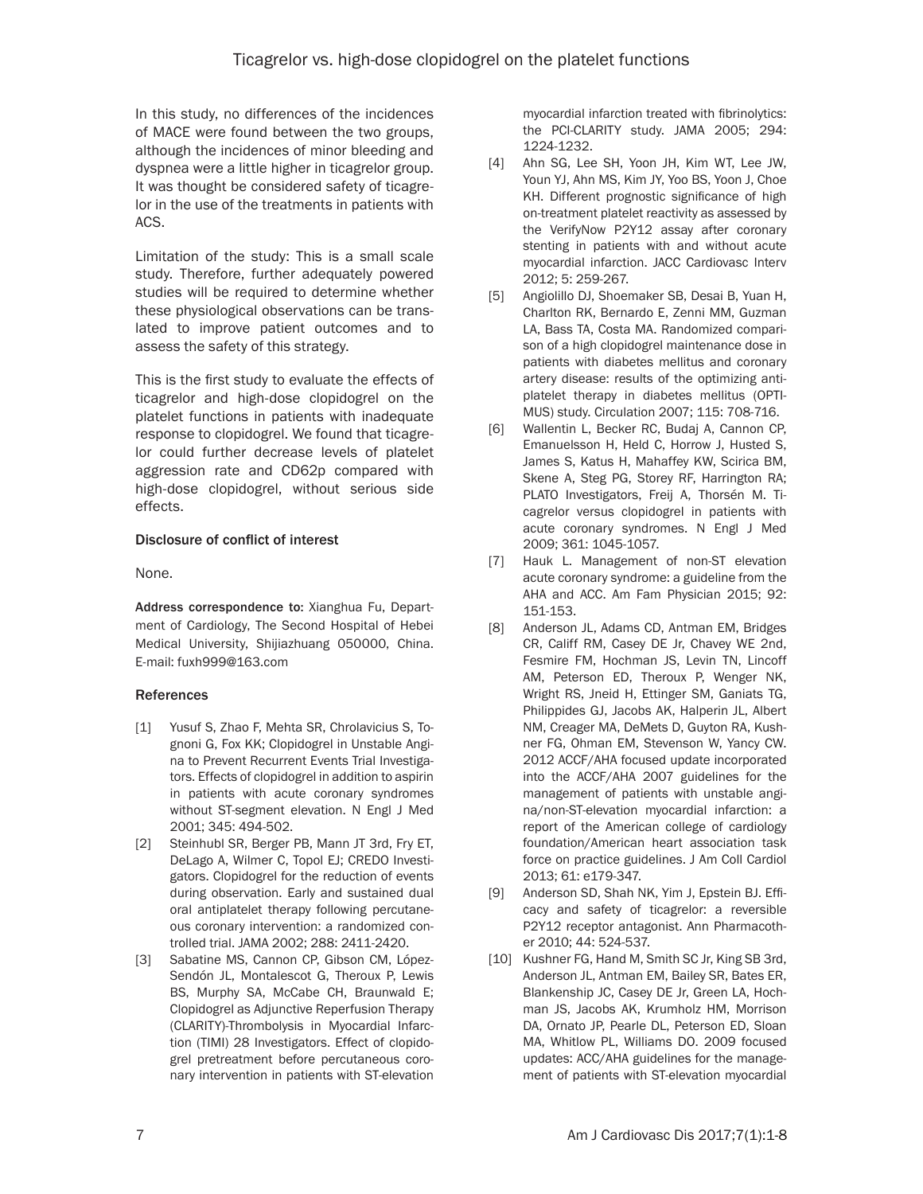In this study, no differences of the incidences of MACE were found between the two groups, although the incidences of minor bleeding and dyspnea were a little higher in ticagrelor group. It was thought be considered safety of ticagrelor in the use of the treatments in patients with ACS.

Limitation of the study: This is a small scale study. Therefore, further adequately powered studies will be required to determine whether these physiological observations can be translated to improve patient outcomes and to assess the safety of this strategy.

This is the first study to evaluate the effects of ticagrelor and high-dose clopidogrel on the platelet functions in patients with inadequate response to clopidogrel. We found that ticagrelor could further decrease levels of platelet aggression rate and CD62p compared with high-dose clopidogrel, without serious side effects.

#### Disclosure of conflict of interest

None.

**Address correspondence to:** Xianghua Fu, Department of Cardiology, The Second Hospital of Hebei Medical University, Shijiazhuang 050000, China. E-mail: fuxh999@163.com

### References

- [1] Yusuf S, Zhao F, Mehta SR, Chrolavicius S, Tognoni G, Fox KK; Clopidogrel in Unstable Angina to Prevent Recurrent Events Trial Investigators. Effects of clopidogrel in addition to aspirin in patients with acute coronary syndromes without ST-segment elevation. N Engl J Med 2001; 345: 494-502.
- [2] Steinhubl SR, Berger PB, Mann JT 3rd, Fry ET, DeLago A, Wilmer C, Topol EJ; CREDO Investigators. Clopidogrel for the reduction of events during observation. Early and sustained dual oral antiplatelet therapy following percutaneous coronary intervention: a randomized controlled trial. JAMA 2002; 288: 2411-2420.
- [3] Sabatine MS, Cannon CP, Gibson CM, López-Sendón JL, Montalescot G, Theroux P, Lewis BS, Murphy SA, McCabe CH, Braunwald E; Clopidogrel as Adjunctive Reperfusion Therapy (CLARITY)-Thrombolysis in Myocardial Infarction (TIMI) 28 Investigators. Effect of clopidogrel pretreatment before percutaneous coronary intervention in patients with ST-elevation myocardial infarction treated with fibrinolytics: the PCI-CLARITY study. JAMA 2005; 294: 1224-1232.
- [4] Ahn SG, Lee SH, Yoon JH, Kim WT, Lee JW, Youn YJ, Ahn MS, Kim JY, Yoo BS, Yoon J, Choe KH. Different prognostic significance of high on-treatment platelet reactivity as assessed by the VerifyNow P2Y12 assay after coronary stenting in patients with and without acute myocardial infarction. JACC Cardiovasc Interv 2012; 5: 259-267.
- [5] Angiolillo DJ, Shoemaker SB, Desai B, Yuan H, Charlton RK, Bernardo E, Zenni MM, Guzman LA, Bass TA, Costa MA. Randomized comparison of a high clopidogrel maintenance dose in patients with diabetes mellitus and coronary artery disease: results of the optimizing antiplatelet therapy in diabetes mellitus (OPTIMUS) study. Circulation 2007; 115: 708-716.
- [6] Wallentin L, Becker RC, Budaj A, Cannon CP, Emanuelsson H, Held C, Horrow J, Husted S, James S, Katus H, Mahaffey KW, Scirica BM, Skene A, Steg PG, Storey RF, Harrington RA; PLATO Investigators, Freij A, Thorsén M. Ticagrelor versus clopidogrel in patients with acute coronary syndromes. N Engl J Med 2009; 361: 1045-1057.
- [7] Hauk L. Management of non-ST elevation acute coronary syndrome: a guideline from the AHA and ACC. Am Fam Physician 2015; 92: 151-153.
- [8] Anderson JL, Adams CD, Antman EM, Bridges CR, Califf RM, Casey DE Jr, Chavey WE 2nd, Fesmire FM, Hochman JS, Levin TN, Lincoff AM, Peterson ED, Theroux P, Wenger NK, Wright RS, Jneid H, Ettinger SM, Ganiats TG, Philippides GJ, Jacobs AK, Halperin JL, Albert NM, Creager MA, DeMets D, Guyton RA, Kushner FG, Ohman EM, Stevenson W, Yancy CW. 2012 ACCF/AHA focused update incorporated into the ACCF/AHA 2007 guidelines for the management of patients with unstable angina/non-ST-elevation myocardial infarction: a report of the American college of cardiology foundation/American heart association task force on practice guidelines. J Am Coll Cardiol 2013; 61: e179-347.
- [9] Anderson SD, Shah NK, Yim J, Epstein BJ. Efficacy and safety of ticagrelor: a reversible P2Y12 receptor antagonist. Ann Pharmacother 2010; 44: 524-537.
- [10] Kushner FG, Hand M, Smith SC Jr, King SB 3rd, Anderson JL, Antman EM, Bailey SR, Bates ER, Blankenship JC, Casey DE Jr, Green LA, Hochman JS, Jacobs AK, Krumholz HM, Morrison DA, Ornato JP, Pearle DL, Peterson ED, Sloan MA, Whitlow PL, Williams DO. 2009 focused updates: ACC/AHA guidelines for the management of patients with ST-elevation myocardial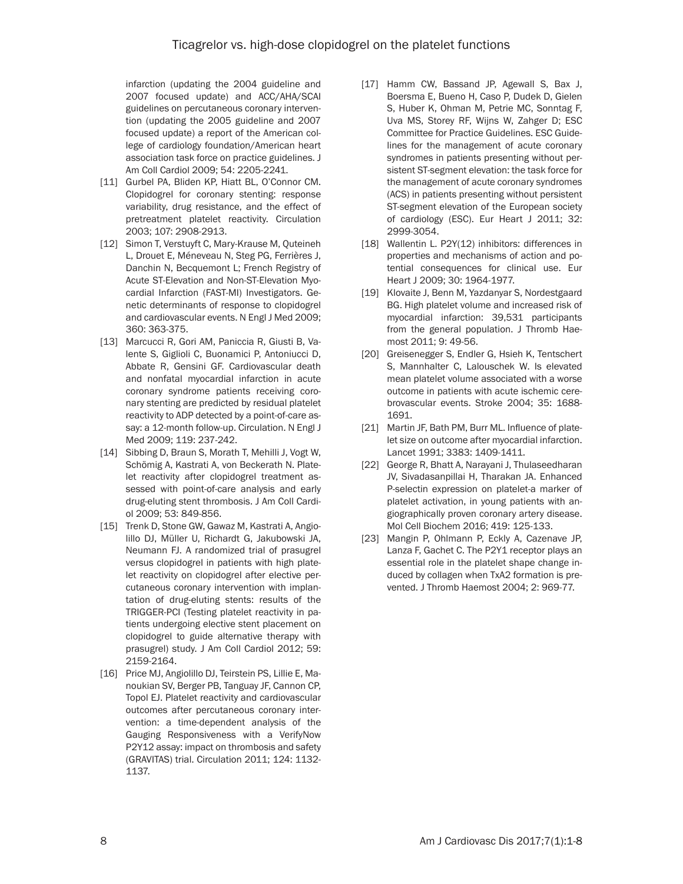infarction (updating the 2004 guideline and 2007 focused update) and ACC/AHA/SCAI guidelines on percutaneous coronary intervention (updating the 2005 guideline and 2007 focused update) a report of the American college of cardiology foundation/American heart association task force on practice guidelines. J Am Coll Cardiol 2009; 54: 2205-2241.

[11] Gurbel PA, Bliden KP, Hiatt BL, O'Connor CM. Clopidogrel for coronary stenting: response variability, drug resistance, and the effect of pretreatment platelet reactivity. Circulation 2003; 107: 2908-2913.

[12] Simon T, Verstuyft C, Mary-Krause M, Quteineh L, Drouet E, Méneveau N, Steg PG, Ferrières J, Danchin N, Becquemont L; French Registry of Acute ST-Elevation and Non-ST-Elevation Myocardial Infarction (FAST-MI) Investigators. Genetic determinants of response to clopidogrel and cardiovascular events. N Engl J Med 2009; 360: 363-375.

[13] Marcucci R, Gori AM, Paniccia R, Giusti B, Valente S, Giglioli C, Buonamici P, Antoniucci D, Abbate R, Gensini GF. Cardiovascular death and nonfatal myocardial infarction in acute coronary syndrome patients receiving coronary stenting are predicted by residual platelet reactivity to ADP detected by a point-of-care assay: a 12-month follow-up. Circulation. N Engl J Med 2009; 119: 237-242.

[14] Sibbing D, Braun S, Morath T, Mehilli J, Vogt W, Schömig A, Kastrati A, von Beckerath N. Platelet reactivity after clopidogrel treatment assessed with point-of-care analysis and early drug-eluting stent thrombosis. J Am Coll Cardiol 2009; 53: 849-856.

[15] Trenk D, Stone GW, Gawaz M, Kastrati A, Angiolillo DJ, Müller U, Richardt G, Jakubowski JA, Neumann FJ. A randomized trial of prasugrel versus clopidogrel in patients with high platelet reactivity on clopidogrel after elective percutaneous coronary intervention with implantation of drug-eluting stents: results of the TRIGGER-PCI (Testing platelet reactivity in patients undergoing elective stent placement on clopidogrel to guide alternative therapy with prasugrel) study. J Am Coll Cardiol 2012; 59: 2159-2164.

[16] Price MJ, Angiolillo DJ, Teirstein PS, Lillie E, Manoukian SV, Berger PB, Tanguay JF, Cannon CP, Topol EJ. Platelet reactivity and cardiovascular outcomes after percutaneous coronary intervention: a time-dependent analysis of the Gauging Responsiveness with a VerifyNow P2Y12 assay: impact on thrombosis and safety (GRAVITAS) trial. Circulation 2011; 124: 1132-1137.

[17] Hamm CW, Bassand JP, Agewall S, Bax J, Boersma E, Bueno H, Caso P, Dudek D, Gielen S, Huber K, Ohman M, Petrie MC, Sonntag F, Uva MS, Storey RF, Wijns W, Zahger D; ESC Committee for Practice Guidelines. ESC Guidelines for the management of acute coronary syndromes in patients presenting without persistent ST-segment elevation: the task force for the management of acute coronary syndromes (ACS) in patients presenting without persistent ST-segment elevation of the European society of cardiology (ESC). Eur Heart J 2011; 32: 2999-3054.

[18] Wallentin L. P2Y(12) inhibitors: differences in properties and mechanisms of action and potential consequences for clinical use. Eur Heart J 2009; 30: 1964-1977.

[19] Klovaite J, Benn M, Yazdanyar S, Nordestgaard BG. High platelet volume and increased risk of myocardial infarction: 39,531 participants from the general population. J Thromb Haemost 2011; 9: 49-56.

[20] Greisenegger S, Endler G, Hsieh K, Tentschert S, Mannhalter C, Lalouschek W. Is elevated mean platelet volume associated with a worse outcome in patients with acute ischemic cerebrovascular events. Stroke 2004; 35: 1688-1691.

[21] Martin JF, Bath PM, Burr ML. Influence of platelet size on outcome after myocardial infarction. Lancet 1991; 3383: 1409-1411.

[22] George R, Bhatt A, Narayani J, Thulaseedharan JV, Sivadasanpillai H, Tharakan JA. Enhanced P-selectin expression on platelet-a marker of platelet activation, in young patients with angiographically proven coronary artery disease. Mol Cell Biochem 2016; 419: 125-133.

[23] Mangin P, Ohlmann P, Eckly A, Cazenave JP, Lanza F, Gachet C. The P2Y1 receptor plays an essential role in the platelet shape change induced by collagen when TxA2 formation is prevented. J Thromb Haemost 2004; 2: 969-77.